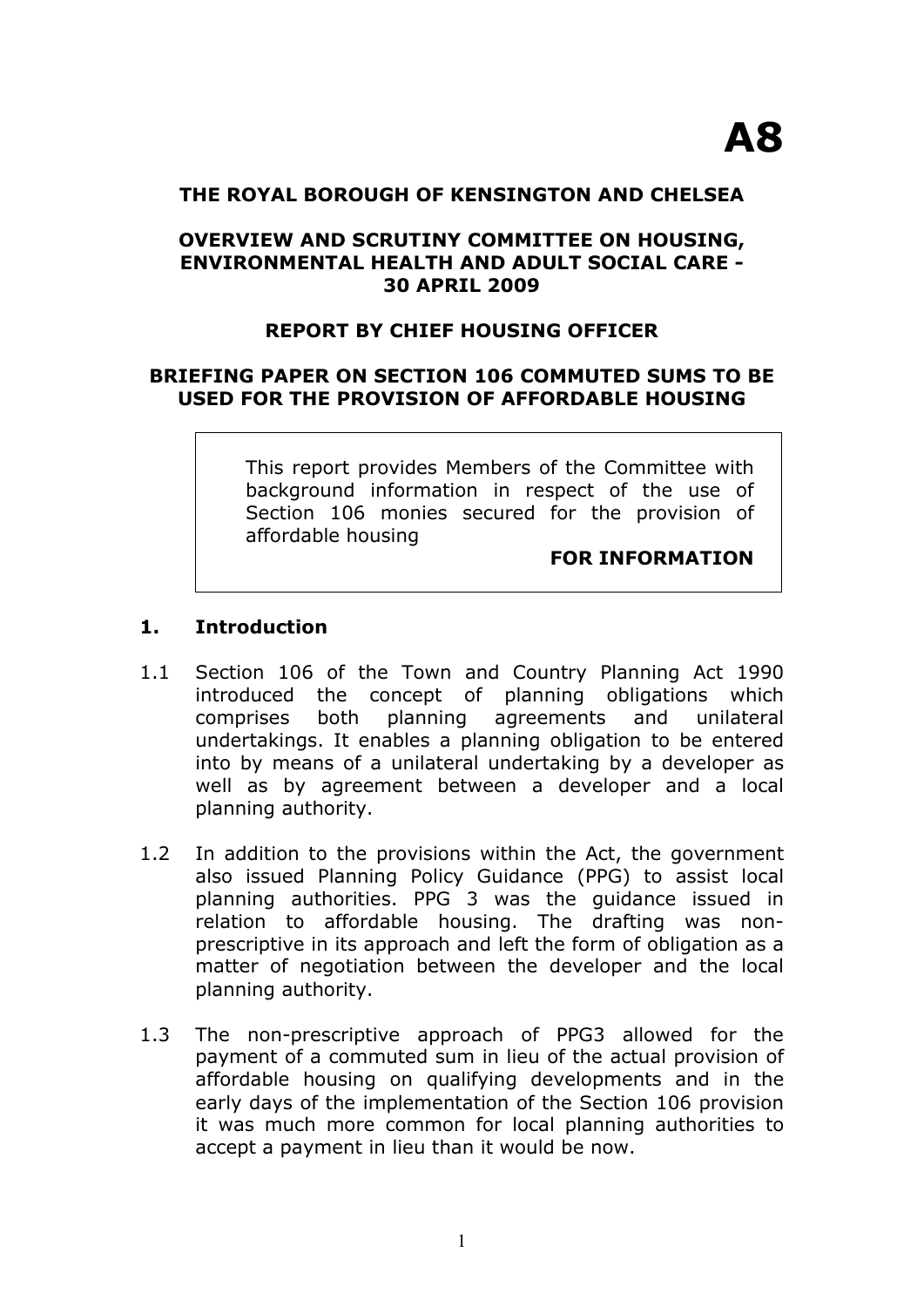**A8**

# THE ROYAL BOROUGH OF KENSINGTON AND CHELSEA

## OVERVIEW AND SCRUTINY COMMITTEE ON HOUSING, ENVIRONMENTAL HEALTH AND ADULT SOCIAL CARE - 30 APRIL 2009

## REPORT BY CHIEF HOUSING OFFICER

## BRIEFING PAPER ON SECTION 106 COMMUTED SUMS TO BE USED FOR THE PROVISION OF AFFORDABLE HOUSING

> This report provides Members of the Committee with background information in respect of the use of Section 106 monies secured for the provision of affordable housing
>
> **FOR INFORMATION**

## 1. Introduction

1.1 Section 106 of the Town and Country Planning Act 1990 introduced the concept of planning obligations which comprises both planning agreements and unilateral undertakings. It enables a planning obligation to be entered into by means of a unilateral undertaking by a developer as well as by agreement between a developer and a local planning authority.

1.2 In addition to the provisions within the Act, the government also issued Planning Policy Guidance (PPG) to assist local planning authorities. PPG 3 was the guidance issued in relation to affordable housing. The drafting was non-prescriptive in its approach and left the form of obligation as a matter of negotiation between the developer and the local planning authority.

1.3 The non-prescriptive approach of PPG3 allowed for the payment of a commuted sum in lieu of the actual provision of affordable housing on qualifying developments and in the early days of the implementation of the Section 106 provision it was much more common for local planning authorities to accept a payment in lieu than it would be now.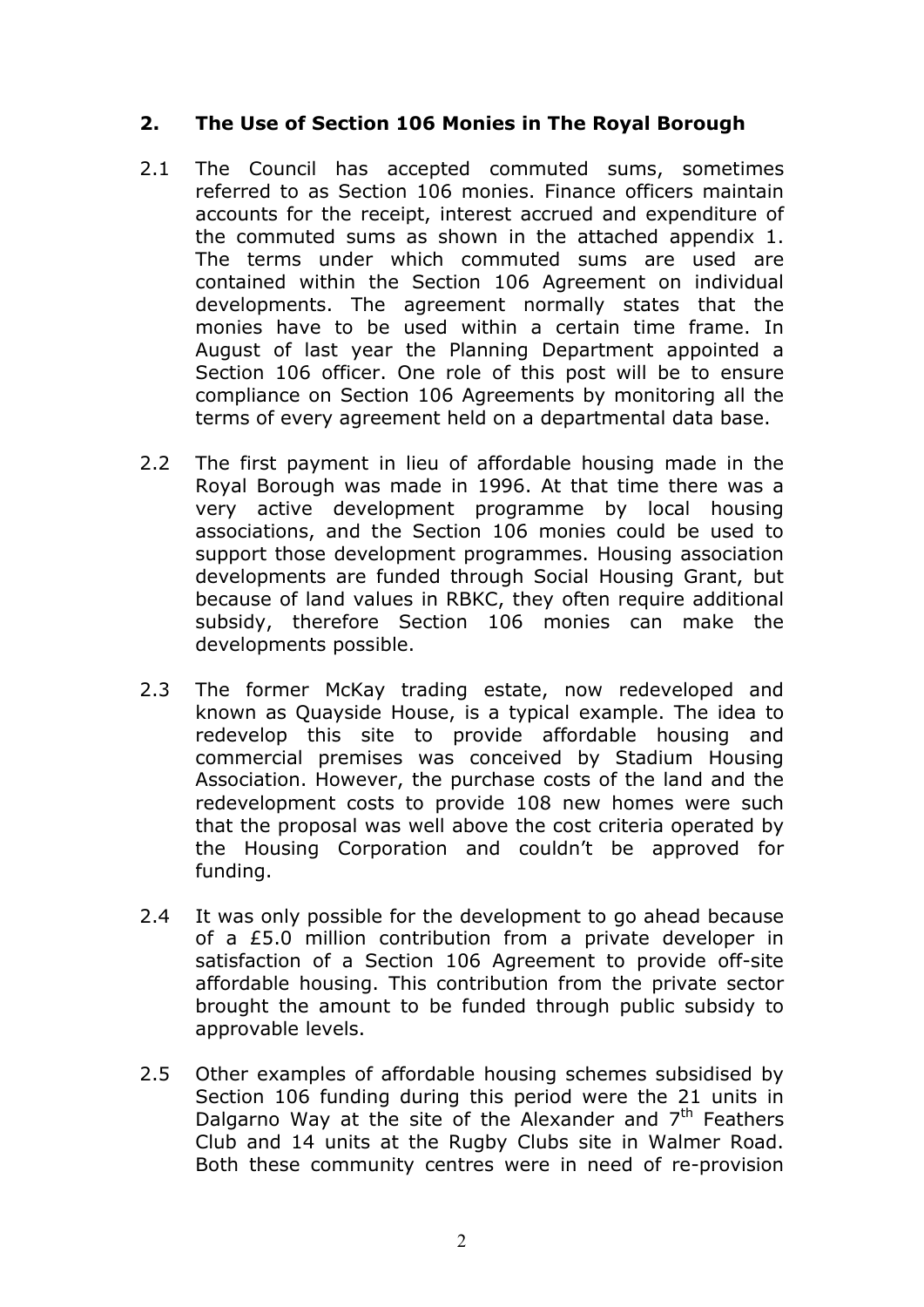## 2. The Use of Section 106 Monies in The Royal Borough

2.1 The Council has accepted commuted sums, sometimes referred to as Section 106 monies. Finance officers maintain accounts for the receipt, interest accrued and expenditure of the commuted sums as shown in the attached appendix 1. The terms under which commuted sums are used are contained within the Section 106 Agreement on individual developments. The agreement normally states that the monies have to be used within a certain time frame. In August of last year the Planning Department appointed a Section 106 officer. One role of this post will be to ensure compliance on Section 106 Agreements by monitoring all the terms of every agreement held on a departmental data base.

2.2 The first payment in lieu of affordable housing made in the Royal Borough was made in 1996. At that time there was a very active development programme by local housing associations, and the Section 106 monies could be used to support those development programmes. Housing association developments are funded through Social Housing Grant, but because of land values in RBKC, they often require additional subsidy, therefore Section 106 monies can make the developments possible.

2.3 The former McKay trading estate, now redeveloped and known as Quayside House, is a typical example. The idea to redevelop this site to provide affordable housing and commercial premises was conceived by Stadium Housing Association. However, the purchase costs of the land and the redevelopment costs to provide 108 new homes were such that the proposal was well above the cost criteria operated by the Housing Corporation and couldn't be approved for funding.

2.4 It was only possible for the development to go ahead because of a £5.0 million contribution from a private developer in satisfaction of a Section 106 Agreement to provide off-site affordable housing. This contribution from the private sector brought the amount to be funded through public subsidy to approvable levels.

2.5 Other examples of affordable housing schemes subsidised by Section 106 funding during this period were the 21 units in Dalgarno Way at the site of the Alexander and 7th Feathers Club and 14 units at the Rugby Clubs site in Walmer Road. Both these community centres were in need of re-provision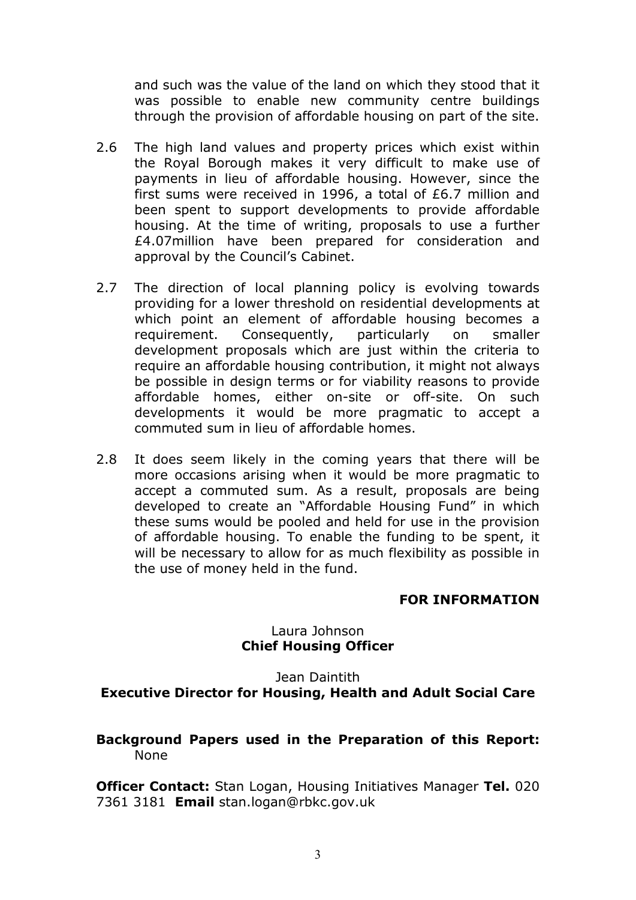and such was the value of the land on which they stood that it was possible to enable new community centre buildings through the provision of affordable housing on part of the site.

2.6 The high land values and property prices which exist within the Royal Borough makes it very difficult to make use of payments in lieu of affordable housing. However, since the first sums were received in 1996, a total of £6.7 million and been spent to support developments to provide affordable housing. At the time of writing, proposals to use a further £4.07million have been prepared for consideration and approval by the Council's Cabinet.

2.7 The direction of local planning policy is evolving towards providing for a lower threshold on residential developments at which point an element of affordable housing becomes a requirement. Consequently, particularly on smaller development proposals which are just within the criteria to require an affordable housing contribution, it might not always be possible in design terms or for viability reasons to provide affordable homes, either on-site or off-site. On such developments it would be more pragmatic to accept a commuted sum in lieu of affordable homes.

2.8 It does seem likely in the coming years that there will be more occasions arising when it would be more pragmatic to accept a commuted sum. As a result, proposals are being developed to create an "Affordable Housing Fund" in which these sums would be pooled and held for use in the provision of affordable housing. To enable the funding to be spent, it will be necessary to allow for as much flexibility as possible in the use of money held in the fund.

**FOR INFORMATION**

Laura Johnson
**Chief Housing Officer**

Jean Daintith
**Executive Director for Housing, Health and Adult Social Care**

**Background Papers used in the Preparation of this Report:** None

**Officer Contact:** Stan Logan, Housing Initiatives Manager **Tel.** 020 7361 3181 **Email** stan.logan@rbkc.gov.uk